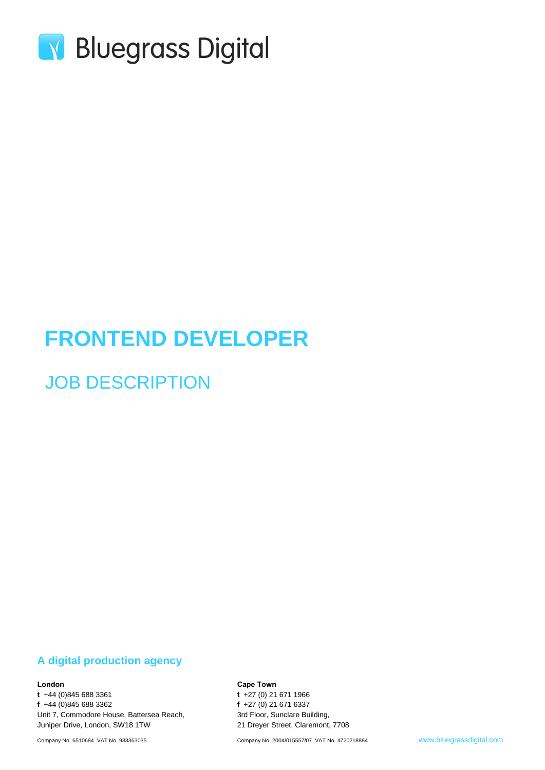Bluegrass Digital

# FRONTEND DEVELOPER

## JOB DESCRIPTION

**A digital production agency**

**London**
**t** +44 (0)845 688 3361
**f** +44 (0)845 688 3362
Unit 7, Commodore House, Battersea Reach,
Juniper Drive, London, SW18 1TW

Company No. 6510684 VAT No. 933363035

**Cape Town**
**t** +27 (0) 21 671 1966
**f** +27 (0) 21 671 6337
3rd Floor, Sunclare Building,
21 Dreyer Street, Claremont, 7708

Company No. 2004/015557/07 VAT No. 4720218884

www.bluegrassdigital.com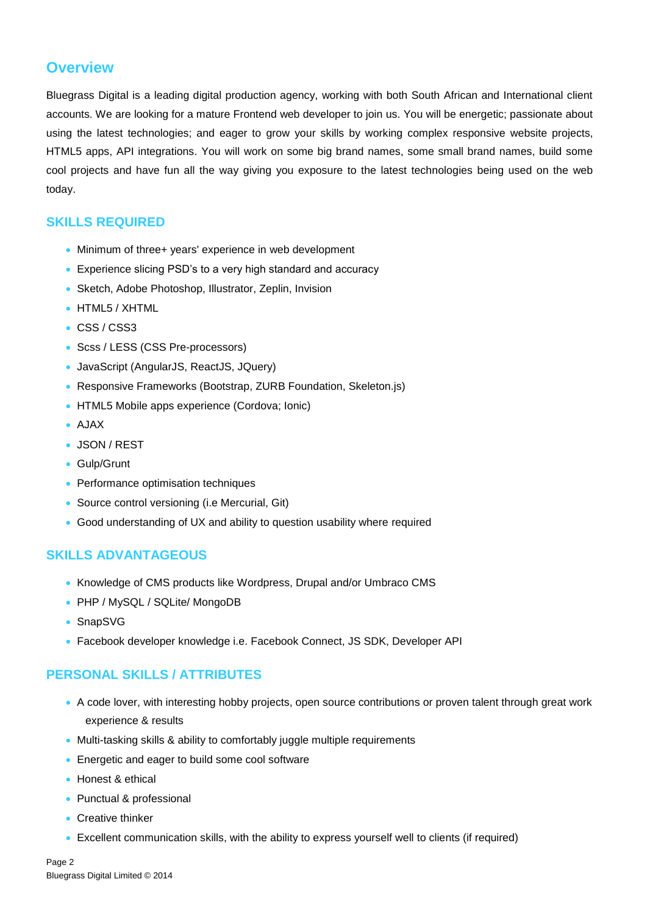## Overview

Bluegrass Digital is a leading digital production agency, working with both South African and International client accounts. We are looking for a mature Frontend web developer to join us. You will be energetic; passionate about using the latest technologies; and eager to grow your skills by working complex responsive website projects, HTML5 apps, API integrations. You will work on some big brand names, some small brand names, build some cool projects and have fun all the way giving you exposure to the latest technologies being used on the web today.

### SKILLS REQUIRED

- Minimum of three+ years' experience in web development
- Experience slicing PSD's to a very high standard and accuracy
- Sketch, Adobe Photoshop, Illustrator, Zeplin, Invision
- HTML5 / XHTML
- CSS / CSS3
- Scss / LESS (CSS Pre-processors)
- JavaScript (AngularJS, ReactJS, JQuery)
- Responsive Frameworks (Bootstrap, ZURB Foundation, Skeleton.js)
- HTML5 Mobile apps experience (Cordova; Ionic)
- AJAX
- JSON / REST
- Gulp/Grunt
- Performance optimisation techniques
- Source control versioning (i.e Mercurial, Git)
- Good understanding of UX and ability to question usability where required

### SKILLS ADVANTAGEOUS

- Knowledge of CMS products like Wordpress, Drupal and/or Umbraco CMS
- PHP / MySQL / SQLite/ MongoDB
- SnapSVG
- Facebook developer knowledge i.e. Facebook Connect, JS SDK, Developer API

### PERSONAL SKILLS / ATTRIBUTES

- A code lover, with interesting hobby projects, open source contributions or proven talent through great work experience & results
- Multi-tasking skills & ability to comfortably juggle multiple requirements
- Energetic and eager to build some cool software
- Honest & ethical
- Punctual & professional
- Creative thinker
- Excellent communication skills, with the ability to express yourself well to clients (if required)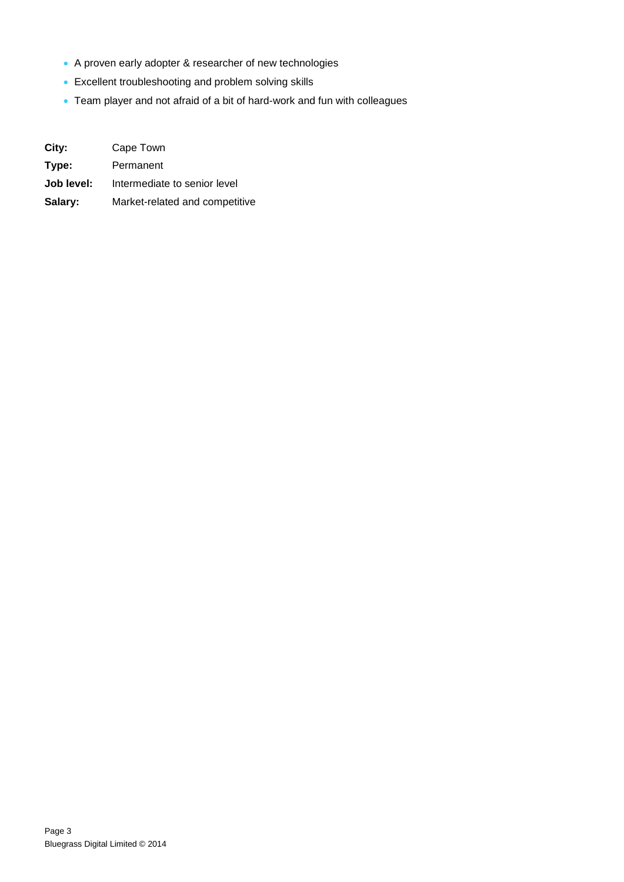- A proven early adopter & researcher of new technologies
- Excellent troubleshooting and problem solving skills
- Team player and not afraid of a bit of hard-work and fun with colleagues

| | |
|---|---|
| **City:** | Cape Town |
| **Type:** | Permanent |
| **Job level:** | Intermediate to senior level |
| **Salary:** | Market-related and competitive |